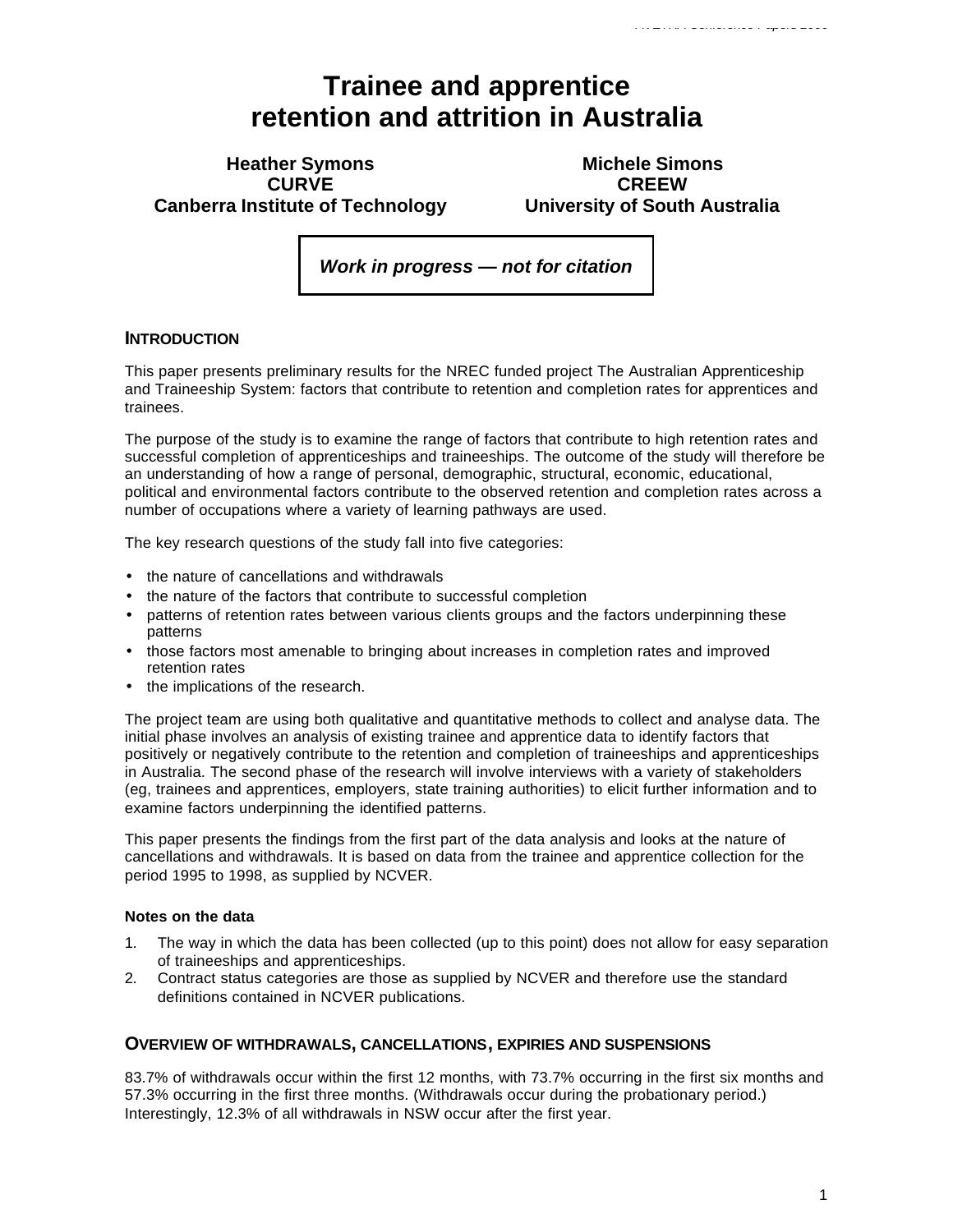# Trainee and apprentice retention and attrition in Australia

**Heather Symons**
**CURVE**
**Canberra Institute of Technology**

**Michele Simons**
**CREEW**
**University of South Australia**

***Work in progress — not for citation***

## INTRODUCTION

This paper presents preliminary results for the NREC funded project The Australian Apprenticeship and Traineeship System: factors that contribute to retention and completion rates for apprentices and trainees.

The purpose of the study is to examine the range of factors that contribute to high retention rates and successful completion of apprenticeships and traineeships. The outcome of the study will therefore be an understanding of how a range of personal, demographic, structural, economic, educational, political and environmental factors contribute to the observed retention and completion rates across a number of occupations where a variety of learning pathways are used.

The key research questions of the study fall into five categories:

- the nature of cancellations and withdrawals
- the nature of the factors that contribute to successful completion
- patterns of retention rates between various clients groups and the factors underpinning these patterns
- those factors most amenable to bringing about increases in completion rates and improved retention rates
- the implications of the research.

The project team are using both qualitative and quantitative methods to collect and analyse data. The initial phase involves an analysis of existing trainee and apprentice data to identify factors that positively or negatively contribute to the retention and completion of traineeships and apprenticeships in Australia. The second phase of the research will involve interviews with a variety of stakeholders (eg, trainees and apprentices, employers, state training authorities) to elicit further information and to examine factors underpinning the identified patterns.

This paper presents the findings from the first part of the data analysis and looks at the nature of cancellations and withdrawals. It is based on data from the trainee and apprentice collection for the period 1995 to 1998, as supplied by NCVER.

### Notes on the data

1. The way in which the data has been collected (up to this point) does not allow for easy separation of traineeships and apprenticeships.
2. Contract status categories are those as supplied by NCVER and therefore use the standard definitions contained in NCVER publications.

## OVERVIEW OF WITHDRAWALS, CANCELLATIONS, EXPIRIES AND SUSPENSIONS

83.7% of withdrawals occur within the first 12 months, with 73.7% occurring in the first six months and 57.3% occurring in the first three months. (Withdrawals occur during the probationary period.) Interestingly, 12.3% of all withdrawals in NSW occur after the first year.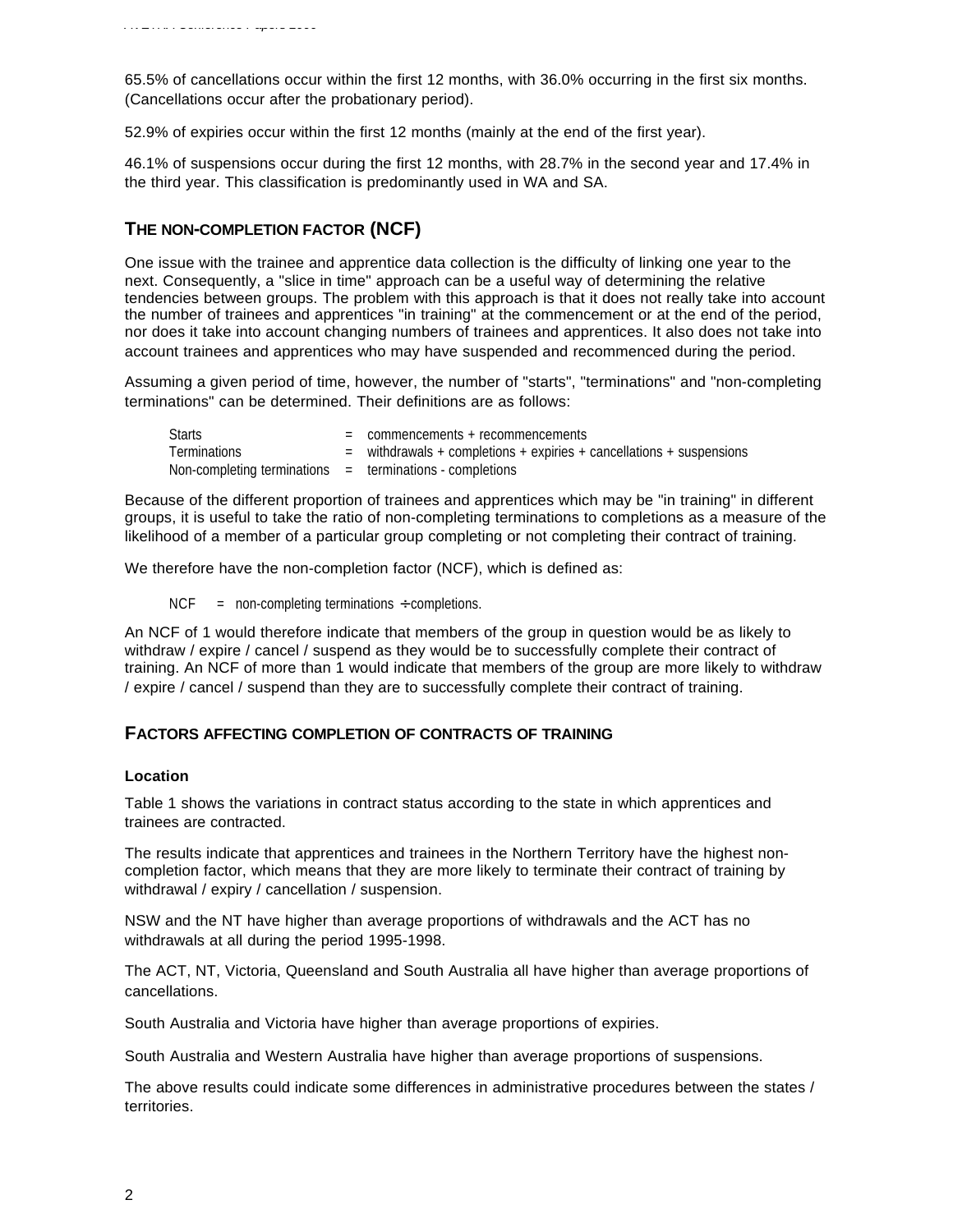65.5% of cancellations occur within the first 12 months, with 36.0% occurring in the first six months. (Cancellations occur after the probationary period).

52.9% of expiries occur within the first 12 months (mainly at the end of the first year).

46.1% of suspensions occur during the first 12 months, with 28.7% in the second year and 17.4% in the third year. This classification is predominantly used in WA and SA.

## THE NON-COMPLETION FACTOR (NCF)

One issue with the trainee and apprentice data collection is the difficulty of linking one year to the next. Consequently, a "slice in time" approach can be a useful way of determining the relative tendencies between groups. The problem with this approach is that it does not really take into account the number of trainees and apprentices "in training" at the commencement or at the end of the period, nor does it take into account changing numbers of trainees and apprentices. It also does not take into account trainees and apprentices who may have suspended and recommenced during the period.

Assuming a given period of time, however, the number of "starts", "terminations" and "non-completing terminations" can be determined. Their definitions are as follows:

| | | |
|---|---|---|
| Starts | = | commencements + recommencements |
| Terminations | = | withdrawals + completions + expiries + cancellations + suspensions |
| Non-completing terminations | = | terminations - completions |

Because of the different proportion of trainees and apprentices which may be "in training" in different groups, it is useful to take the ratio of non-completing terminations to completions as a measure of the likelihood of a member of a particular group completing or not completing their contract of training.

We therefore have the non-completion factor (NCF), which is defined as:

NCF = non-completing terminations ÷ completions.

An NCF of 1 would therefore indicate that members of the group in question would be as likely to withdraw / expire / cancel / suspend as they would be to successfully complete their contract of training. An NCF of more than 1 would indicate that members of the group are more likely to withdraw / expire / cancel / suspend than they are to successfully complete their contract of training.

## FACTORS AFFECTING COMPLETION OF CONTRACTS OF TRAINING

### Location

Table 1 shows the variations in contract status according to the state in which apprentices and trainees are contracted.

The results indicate that apprentices and trainees in the Northern Territory have the highest non-completion factor, which means that they are more likely to terminate their contract of training by withdrawal / expiry / cancellation / suspension.

NSW and the NT have higher than average proportions of withdrawals and the ACT has no withdrawals at all during the period 1995-1998.

The ACT, NT, Victoria, Queensland and South Australia all have higher than average proportions of cancellations.

South Australia and Victoria have higher than average proportions of expiries.

South Australia and Western Australia have higher than average proportions of suspensions.

The above results could indicate some differences in administrative procedures between the states / territories.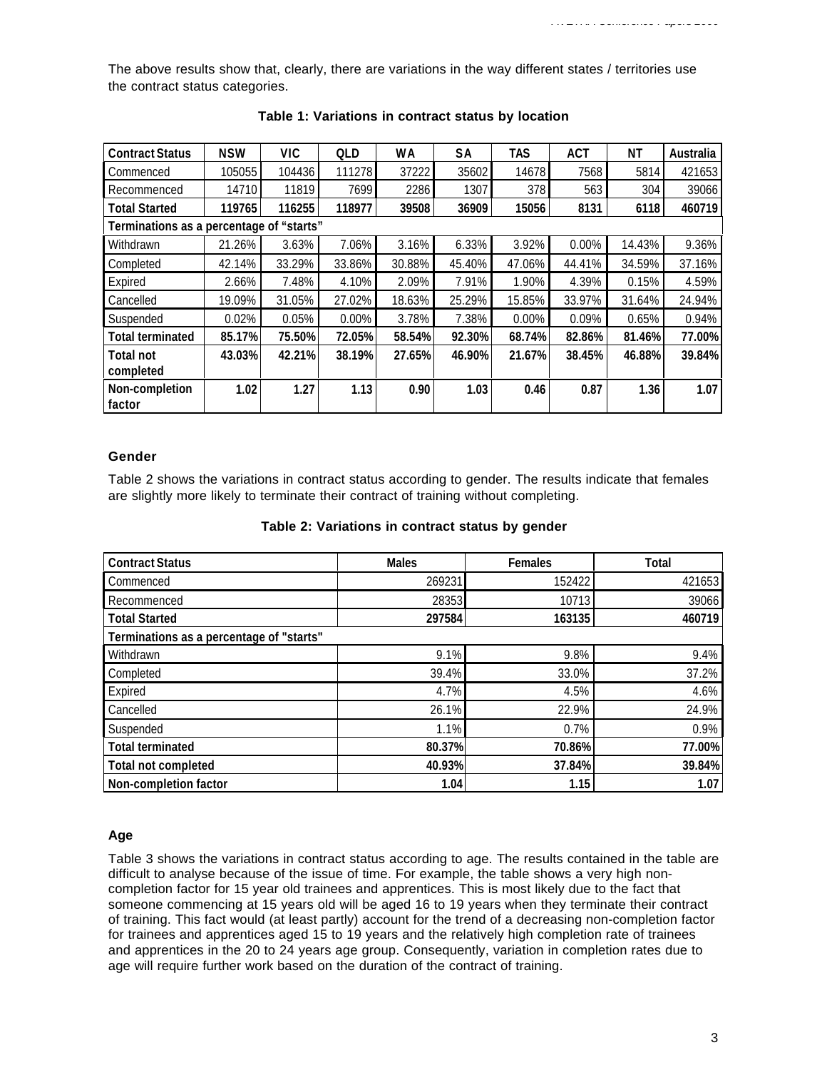The above results show that, clearly, there are variations in the way different states / territories use the contract status categories.

**Table 1: Variations in contract status by location**

| Contract Status | NSW | VIC | QLD | WA | SA | TAS | ACT | NT | Australia |
|---|---|---|---|---|---|---|---|---|---|
| Commenced | 105055 | 104436 | 111278 | 37222 | 35602 | 14678 | 7568 | 5814 | 421653 |
| Recommenced | 14710 | 11819 | 7699 | 2286 | 1307 | 378 | 563 | 304 | 39066 |
| **Total Started** | **119765** | **116255** | **118977** | **39508** | **36909** | **15056** | **8131** | **6118** | **460719** |
| **Terminations as a percentage of "starts"** | | | | | | | | | |
| Withdrawn | 21.26% | 3.63% | 7.06% | 3.16% | 6.33% | 3.92% | 0.00% | 14.43% | 9.36% |
| Completed | 42.14% | 33.29% | 33.86% | 30.88% | 45.40% | 47.06% | 44.41% | 34.59% | 37.16% |
| Expired | 2.66% | 7.48% | 4.10% | 2.09% | 7.91% | 1.90% | 4.39% | 0.15% | 4.59% |
| Cancelled | 19.09% | 31.05% | 27.02% | 18.63% | 25.29% | 15.85% | 33.97% | 31.64% | 24.94% |
| Suspended | 0.02% | 0.05% | 0.00% | 3.78% | 7.38% | 0.00% | 0.09% | 0.65% | 0.94% |
| **Total terminated** | **85.17%** | **75.50%** | **72.05%** | **58.54%** | **92.30%** | **68.74%** | **82.86%** | **81.46%** | **77.00%** |
| **Total not completed** | **43.03%** | **42.21%** | **38.19%** | **27.65%** | **46.90%** | **21.67%** | **38.45%** | **46.88%** | **39.84%** |
| **Non-completion factor** | **1.02** | **1.27** | **1.13** | **0.90** | **1.03** | **0.46** | **0.87** | **1.36** | **1.07** |

### Gender

Table 2 shows the variations in contract status according to gender. The results indicate that females are slightly more likely to terminate their contract of training without completing.

**Table 2: Variations in contract status by gender**

| Contract Status | Males | Females | Total |
|---|---|---|---|
| Commenced | 269231 | 152422 | 421653 |
| Recommenced | 28353 | 10713 | 39066 |
| **Total Started** | **297584** | **163135** | **460719** |
| **Terminations as a percentage of "starts"** | | | |
| Withdrawn | 9.1% | 9.8% | 9.4% |
| Completed | 39.4% | 33.0% | 37.2% |
| Expired | 4.7% | 4.5% | 4.6% |
| Cancelled | 26.1% | 22.9% | 24.9% |
| Suspended | 1.1% | 0.7% | 0.9% |
| **Total terminated** | **80.37%** | **70.86%** | **77.00%** |
| **Total not completed** | **40.93%** | **37.84%** | **39.84%** |
| **Non-completion factor** | **1.04** | **1.15** | **1.07** |

### Age

Table 3 shows the variations in contract status according to age. The results contained in the table are difficult to analyse because of the issue of time. For example, the table shows a very high non-completion factor for 15 year old trainees and apprentices. This is most likely due to the fact that someone commencing at 15 years old will be aged 16 to 19 years when they terminate their contract of training. This fact would (at least partly) account for the trend of a decreasing non-completion factor for trainees and apprentices aged 15 to 19 years and the relatively high completion rate of trainees and apprentices in the 20 to 24 years age group. Consequently, variation in completion rates due to age will require further work based on the duration of the contract of training.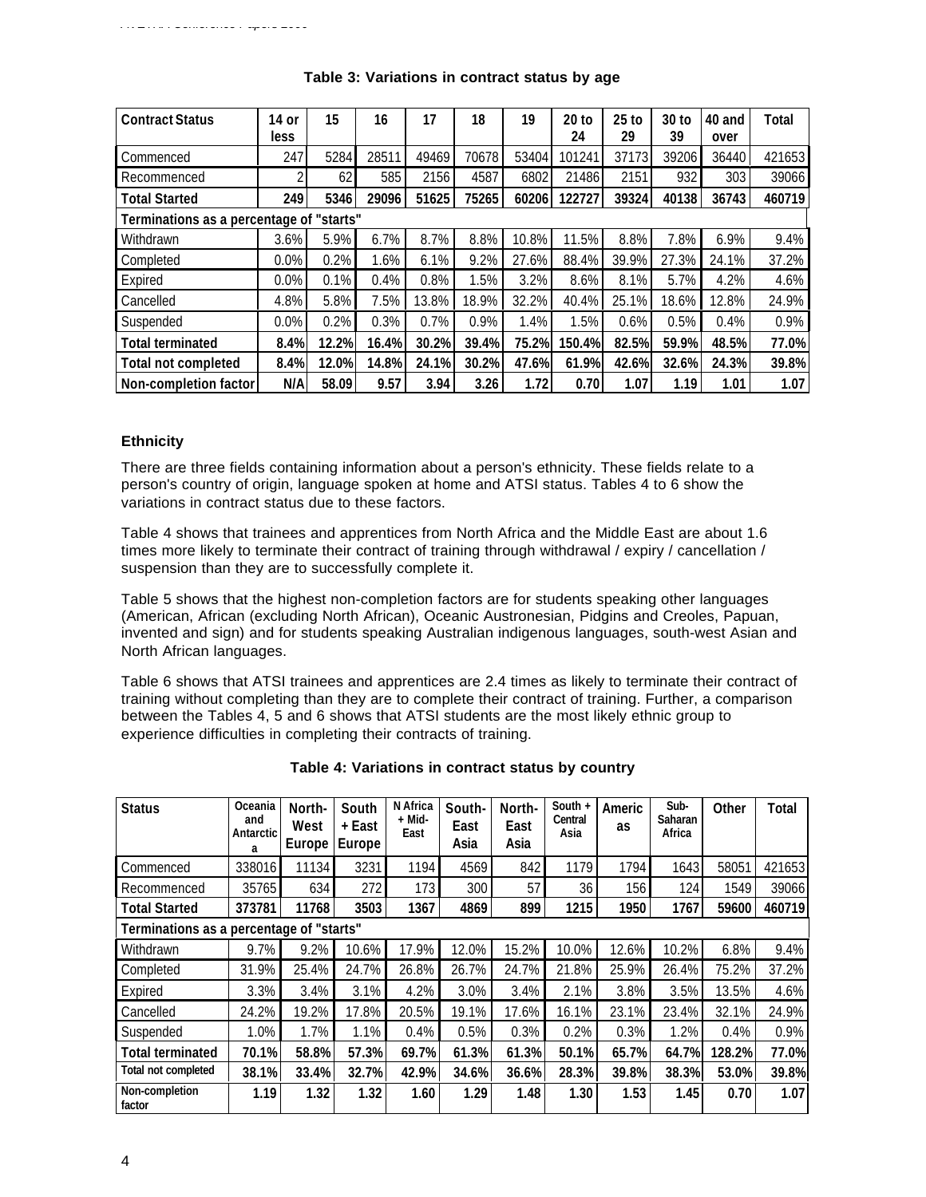**Table 3: Variations in contract status by age**

| Contract Status | 14 or less | 15 | 16 | 17 | 18 | 19 | 20 to 24 | 25 to 29 | 30 to 39 | 40 and over | Total |
|---|---|---|---|---|---|---|---|---|---|---|---|
| Commenced | 247 | 5284 | 28511 | 49469 | 70678 | 53404 | 101241 | 37173 | 39206 | 36440 | 421653 |
| Recommenced | 2 | 62 | 585 | 2156 | 4587 | 6802 | 21486 | 2151 | 932 | 303 | 39066 |
| **Total Started** | **249** | **5346** | **29096** | **51625** | **75265** | **60206** | **122727** | **39324** | **40138** | **36743** | **460719** |
| **Terminations as a percentage of "starts"** | | | | | | | | | | | |
| Withdrawn | 3.6% | 5.9% | 6.7% | 8.7% | 8.8% | 10.8% | 11.5% | 8.8% | 7.8% | 6.9% | 9.4% |
| Completed | 0.0% | 0.2% | 1.6% | 6.1% | 9.2% | 27.6% | 88.4% | 39.9% | 27.3% | 24.1% | 37.2% |
| Expired | 0.0% | 0.1% | 0.4% | 0.8% | 1.5% | 3.2% | 8.6% | 8.1% | 5.7% | 4.2% | 4.6% |
| Cancelled | 4.8% | 5.8% | 7.5% | 13.8% | 18.9% | 32.2% | 40.4% | 25.1% | 18.6% | 12.8% | 24.9% |
| Suspended | 0.0% | 0.2% | 0.3% | 0.7% | 0.9% | 1.4% | 1.5% | 0.6% | 0.5% | 0.4% | 0.9% |
| **Total terminated** | **8.4%** | **12.2%** | **16.4%** | **30.2%** | **39.4%** | **75.2%** | **150.4%** | **82.5%** | **59.9%** | **48.5%** | **77.0%** |
| **Total not completed** | **8.4%** | **12.0%** | **14.8%** | **24.1%** | **30.2%** | **47.6%** | **61.9%** | **42.6%** | **32.6%** | **24.3%** | **39.8%** |
| **Non-completion factor** | **N/A** | **58.09** | **9.57** | **3.94** | **3.26** | **1.72** | **0.70** | **1.07** | **1.19** | **1.01** | **1.07** |

### Ethnicity

There are three fields containing information about a person's ethnicity. These fields relate to a person's country of origin, language spoken at home and ATSI status. Tables 4 to 6 show the variations in contract status due to these factors.

Table 4 shows that trainees and apprentices from North Africa and the Middle East are about 1.6 times more likely to terminate their contract of training through withdrawal / expiry / cancellation / suspension than they are to successfully complete it.

Table 5 shows that the highest non-completion factors are for students speaking other languages (American, African (excluding North African), Oceanic Austronesian, Pidgins and Creoles, Papuan, invented and sign) and for students speaking Australian indigenous languages, south-west Asian and North African languages.

Table 6 shows that ATSI trainees and apprentices are 2.4 times as likely to terminate their contract of training without completing than they are to complete their contract of training. Further, a comparison between the Tables 4, 5 and 6 shows that ATSI students are the most likely ethnic group to experience difficulties in completing their contracts of training.

**Table 4: Variations in contract status by country**

| Status | Oceania and Antarctica | North-West Europe | South + East Europe | N Africa + Mid-East | South-East Asia | North-East Asia | South + Central Asia | Americas | Sub-Saharan Africa | Other | Total |
|---|---|---|---|---|---|---|---|---|---|---|---|
| Commenced | 338016 | 11134 | 3231 | 1194 | 4569 | 842 | 1179 | 1794 | 1643 | 58051 | 421653 |
| Recommenced | 35765 | 634 | 272 | 173 | 300 | 57 | 36 | 156 | 124 | 1549 | 39066 |
| **Total Started** | **373781** | **11768** | **3503** | **1367** | **4869** | **899** | **1215** | **1950** | **1767** | **59600** | **460719** |
| **Terminations as a percentage of "starts"** | | | | | | | | | | | |
| Withdrawn | 9.7% | 9.2% | 10.6% | 17.9% | 12.0% | 15.2% | 10.0% | 12.6% | 10.2% | 6.8% | 9.4% |
| Completed | 31.9% | 25.4% | 24.7% | 26.8% | 26.7% | 24.7% | 21.8% | 25.9% | 26.4% | 75.2% | 37.2% |
| Expired | 3.3% | 3.4% | 3.1% | 4.2% | 3.0% | 3.4% | 2.1% | 3.8% | 3.5% | 13.5% | 4.6% |
| Cancelled | 24.2% | 19.2% | 17.8% | 20.5% | 19.1% | 17.6% | 16.1% | 23.1% | 23.4% | 32.1% | 24.9% |
| Suspended | 1.0% | 1.7% | 1.1% | 0.4% | 0.5% | 0.3% | 0.2% | 0.3% | 1.2% | 0.4% | 0.9% |
| **Total terminated** | **70.1%** | **58.8%** | **57.3%** | **69.7%** | **61.3%** | **61.3%** | **50.1%** | **65.7%** | **64.7%** | **128.2%** | **77.0%** |
| **Total not completed** | **38.1%** | **33.4%** | **32.7%** | **42.9%** | **34.6%** | **36.6%** | **28.3%** | **39.8%** | **38.3%** | **53.0%** | **39.8%** |
| **Non-completion factor** | **1.19** | **1.32** | **1.32** | **1.60** | **1.29** | **1.48** | **1.30** | **1.53** | **1.45** | **0.70** | **1.07** |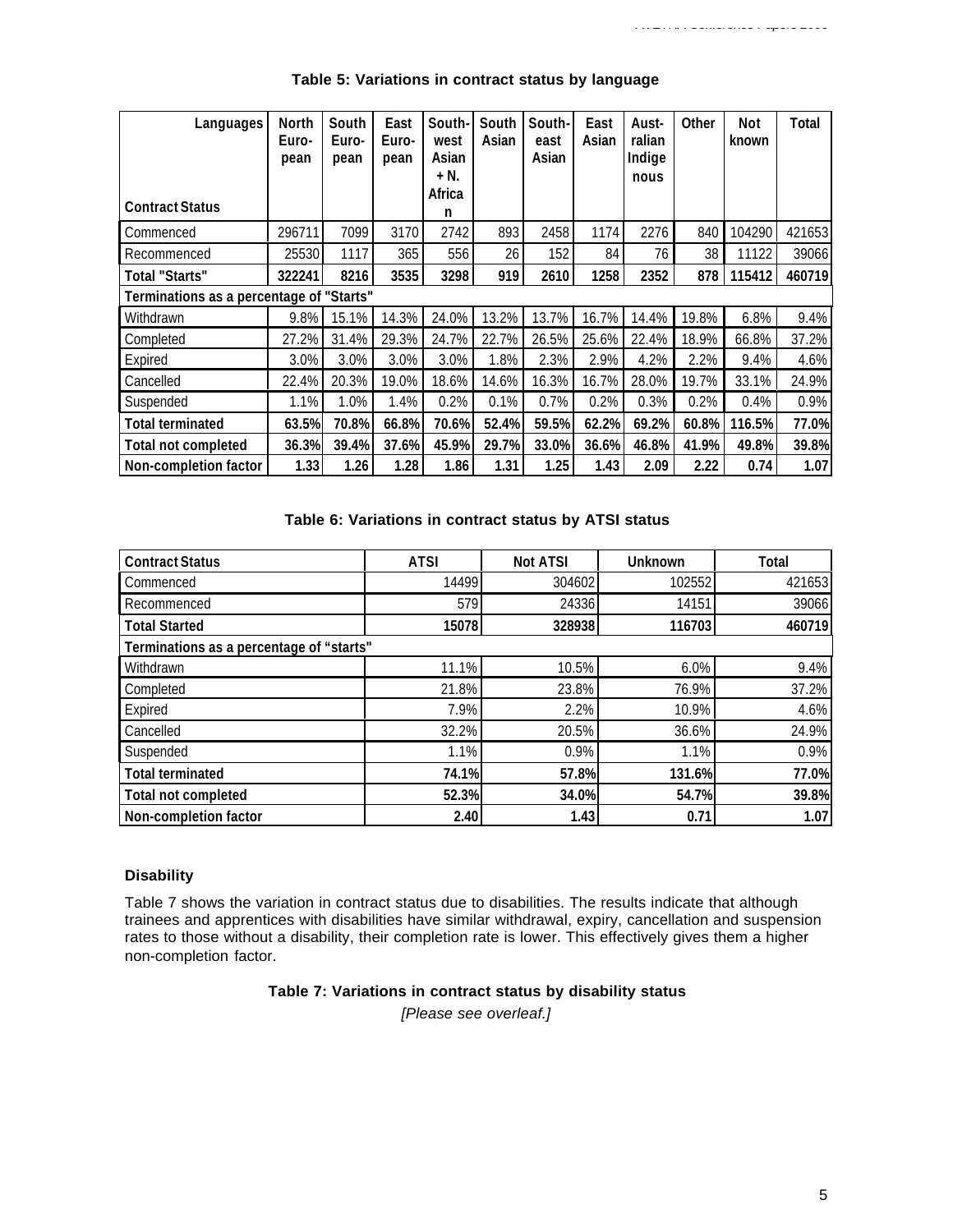**Table 5: Variations in contract status by language**

| Languages / Contract Status | North European | South European | East European | South-west Asian + N. African | South Asian | South-east Asian | East Asian | Australian Indigenous | Other | Not known | Total |
|---|---|---|---|---|---|---|---|---|---|---|---|
| Commenced | 296711 | 7099 | 3170 | 2742 | 893 | 2458 | 1174 | 2276 | 840 | 104290 | 421653 |
| Recommenced | 25530 | 1117 | 365 | 556 | 26 | 152 | 84 | 76 | 38 | 11122 | 39066 |
| **Total "Starts"** | **322241** | **8216** | **3535** | **3298** | **919** | **2610** | **1258** | **2352** | **878** | **115412** | **460719** |
| **Terminations as a percentage of "Starts"** | | | | | | | | | | | |
| Withdrawn | 9.8% | 15.1% | 14.3% | 24.0% | 13.2% | 13.7% | 16.7% | 14.4% | 19.8% | 6.8% | 9.4% |
| Completed | 27.2% | 31.4% | 29.3% | 24.7% | 22.7% | 26.5% | 25.6% | 22.4% | 18.9% | 66.8% | 37.2% |
| Expired | 3.0% | 3.0% | 3.0% | 3.0% | 1.8% | 2.3% | 2.9% | 4.2% | 2.2% | 9.4% | 4.6% |
| Cancelled | 22.4% | 20.3% | 19.0% | 18.6% | 14.6% | 16.3% | 16.7% | 28.0% | 19.7% | 33.1% | 24.9% |
| Suspended | 1.1% | 1.0% | 1.4% | 0.2% | 0.1% | 0.7% | 0.2% | 0.3% | 0.2% | 0.4% | 0.9% |
| **Total terminated** | **63.5%** | **70.8%** | **66.8%** | **70.6%** | **52.4%** | **59.5%** | **62.2%** | **69.2%** | **60.8%** | **116.5%** | **77.0%** |
| **Total not completed** | **36.3%** | **39.4%** | **37.6%** | **45.9%** | **29.7%** | **33.0%** | **36.6%** | **46.8%** | **41.9%** | **49.8%** | **39.8%** |
| **Non-completion factor** | **1.33** | **1.26** | **1.28** | **1.86** | **1.31** | **1.25** | **1.43** | **2.09** | **2.22** | **0.74** | **1.07** |

**Table 6: Variations in contract status by ATSI status**

| Contract Status | ATSI | Not ATSI | Unknown | Total |
|---|---|---|---|---|
| Commenced | 14499 | 304602 | 102552 | 421653 |
| Recommenced | 579 | 24336 | 14151 | 39066 |
| **Total Started** | **15078** | **328938** | **116703** | **460719** |
| **Terminations as a percentage of "starts"** | | | | |
| Withdrawn | 11.1% | 10.5% | 6.0% | 9.4% |
| Completed | 21.8% | 23.8% | 76.9% | 37.2% |
| Expired | 7.9% | 2.2% | 10.9% | 4.6% |
| Cancelled | 32.2% | 20.5% | 36.6% | 24.9% |
| Suspended | 1.1% | 0.9% | 1.1% | 0.9% |
| **Total terminated** | **74.1%** | **57.8%** | **131.6%** | **77.0%** |
| **Total not completed** | **52.3%** | **34.0%** | **54.7%** | **39.8%** |
| **Non-completion factor** | **2.40** | **1.43** | **0.71** | **1.07** |

### Disability

Table 7 shows the variation in contract status due to disabilities. The results indicate that although trainees and apprentices with disabilities have similar withdrawal, expiry, cancellation and suspension rates to those without a disability, their completion rate is lower. This effectively gives them a higher non-completion factor.

**Table 7: Variations in contract status by disability status**

*[Please see overleaf.]*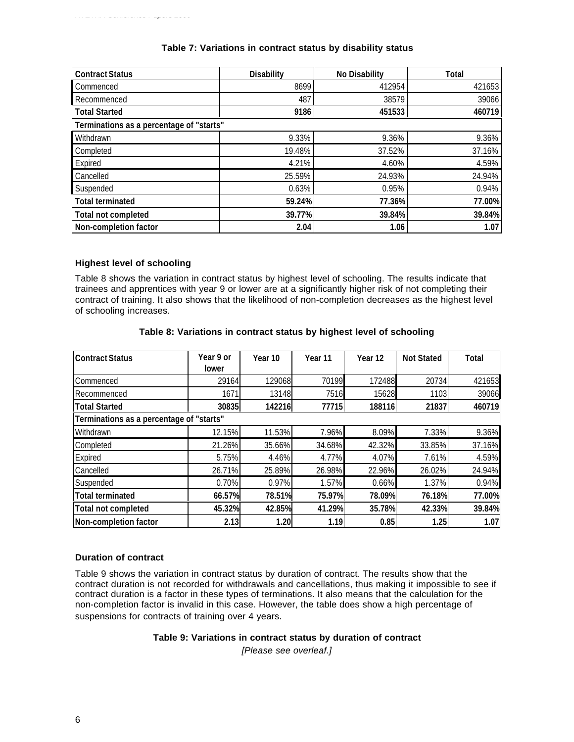**Table 7: Variations in contract status by disability status**

| Contract Status | Disability | No Disability | Total |
|---|---|---|---|
| Commenced | 8699 | 412954 | 421653 |
| Recommenced | 487 | 38579 | 39066 |
| **Total Started** | **9186** | **451533** | **460719** |
| **Terminations as a percentage of "starts"** | | | |
| Withdrawn | 9.33% | 9.36% | 9.36% |
| Completed | 19.48% | 37.52% | 37.16% |
| Expired | 4.21% | 4.60% | 4.59% |
| Cancelled | 25.59% | 24.93% | 24.94% |
| Suspended | 0.63% | 0.95% | 0.94% |
| **Total terminated** | **59.24%** | **77.36%** | **77.00%** |
| **Total not completed** | **39.77%** | **39.84%** | **39.84%** |
| **Non-completion factor** | **2.04** | **1.06** | **1.07** |

### Highest level of schooling

Table 8 shows the variation in contract status by highest level of schooling. The results indicate that trainees and apprentices with year 9 or lower are at a significantly higher risk of not completing their contract of training. It also shows that the likelihood of non-completion decreases as the highest level of schooling increases.

**Table 8: Variations in contract status by highest level of schooling**

| Contract Status | Year 9 or lower | Year 10 | Year 11 | Year 12 | Not Stated | Total |
|---|---|---|---|---|---|---|
| Commenced | 29164 | 129068 | 70199 | 172488 | 20734 | 421653 |
| Recommenced | 1671 | 13148 | 7516 | 15628 | 1103 | 39066 |
| **Total Started** | **30835** | **142216** | **77715** | **188116** | **21837** | **460719** |
| **Terminations as a percentage of "starts"** | | | | | | |
| Withdrawn | 12.15% | 11.53% | 7.96% | 8.09% | 7.33% | 9.36% |
| Completed | 21.26% | 35.66% | 34.68% | 42.32% | 33.85% | 37.16% |
| Expired | 5.75% | 4.46% | 4.77% | 4.07% | 7.61% | 4.59% |
| Cancelled | 26.71% | 25.89% | 26.98% | 22.96% | 26.02% | 24.94% |
| Suspended | 0.70% | 0.97% | 1.57% | 0.66% | 1.37% | 0.94% |
| **Total terminated** | **66.57%** | **78.51%** | **75.97%** | **78.09%** | **76.18%** | **77.00%** |
| **Total not completed** | **45.32%** | **42.85%** | **41.29%** | **35.78%** | **42.33%** | **39.84%** |
| **Non-completion factor** | **2.13** | **1.20** | **1.19** | **0.85** | **1.25** | **1.07** |

### Duration of contract

Table 9 shows the variation in contract status by duration of contract. The results show that the contract duration is not recorded for withdrawals and cancellations, thus making it impossible to see if contract duration is a factor in these types of terminations. It also means that the calculation for the non-completion factor is invalid in this case. However, the table does show a high percentage of suspensions for contracts of training over 4 years.

**Table 9: Variations in contract status by duration of contract**

*[Please see overleaf.]*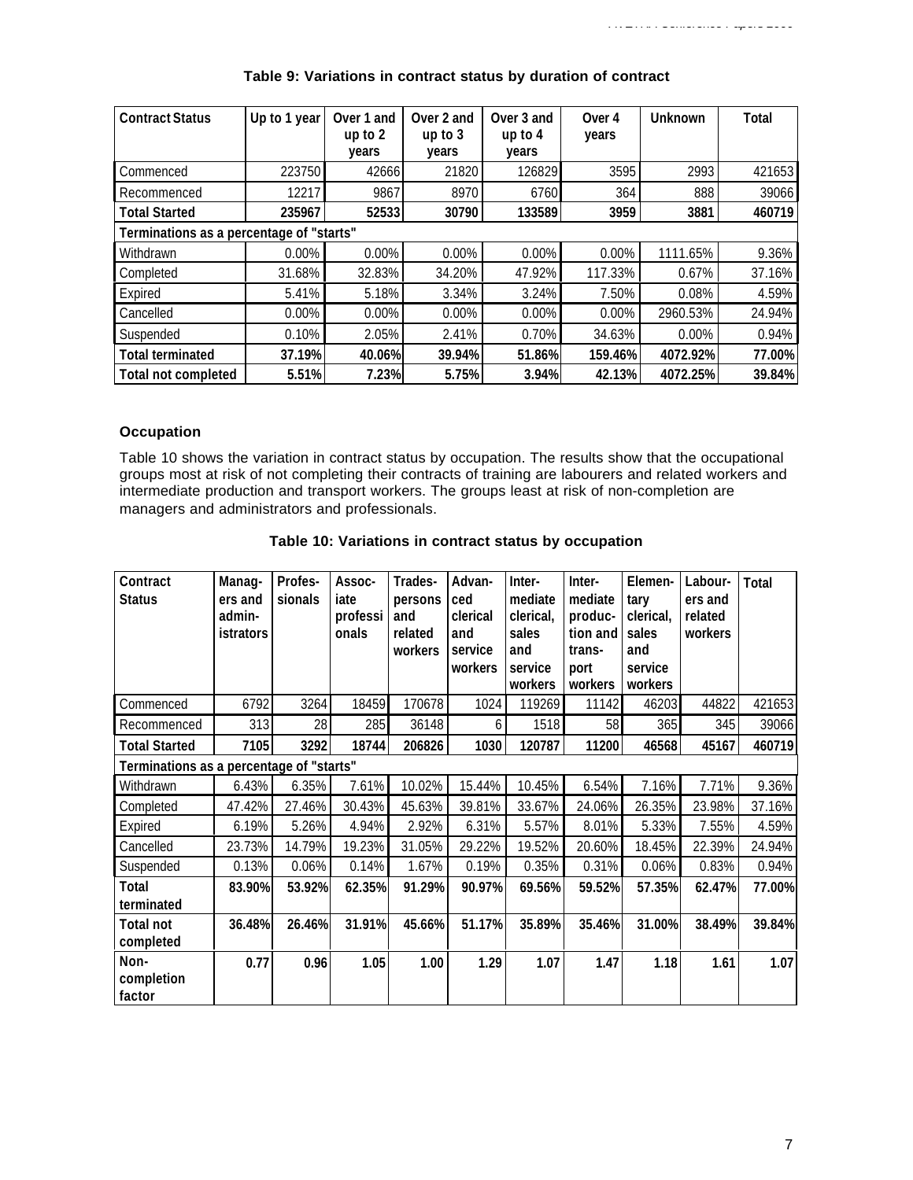**Table 9: Variations in contract status by duration of contract**

| Contract Status | Up to 1 year | Over 1 and up to 2 years | Over 2 and up to 3 years | Over 3 and up to 4 years | Over 4 years | Unknown | Total |
|---|---|---|---|---|---|---|---|
| Commenced | 223750 | 42666 | 21820 | 126829 | 3595 | 2993 | 421653 |
| Recommenced | 12217 | 9867 | 8970 | 6760 | 364 | 888 | 39066 |
| **Total Started** | **235967** | **52533** | **30790** | **133589** | **3959** | **3881** | **460719** |
| **Terminations as a percentage of "starts"** | | | | | | | |
| Withdrawn | 0.00% | 0.00% | 0.00% | 0.00% | 0.00% | 1111.65% | 9.36% |
| Completed | 31.68% | 32.83% | 34.20% | 47.92% | 117.33% | 0.67% | 37.16% |
| Expired | 5.41% | 5.18% | 3.34% | 3.24% | 7.50% | 0.08% | 4.59% |
| Cancelled | 0.00% | 0.00% | 0.00% | 0.00% | 0.00% | 2960.53% | 24.94% |
| Suspended | 0.10% | 2.05% | 2.41% | 0.70% | 34.63% | 0.00% | 0.94% |
| **Total terminated** | **37.19%** | **40.06%** | **39.94%** | **51.86%** | **159.46%** | **4072.92%** | **77.00%** |
| **Total not completed** | **5.51%** | **7.23%** | **5.75%** | **3.94%** | **42.13%** | **4072.25%** | **39.84%** |

### Occupation

Table 10 shows the variation in contract status by occupation. The results show that the occupational groups most at risk of not completing their contracts of training are labourers and related workers and intermediate production and transport workers. The groups least at risk of non-completion are managers and administrators and professionals.

**Table 10: Variations in contract status by occupation**

| Contract Status | Managers and administrators | Professionals | Associate professionals | Tradespersons and related workers | Advanced clerical and service workers | Intermediate clerical, sales and service workers | Intermediate production and transport workers | Elementary clerical, sales and service workers | Labourers and related workers | Total |
|---|---|---|---|---|---|---|---|---|---|---|
| Commenced | 6792 | 3264 | 18459 | 170678 | 1024 | 119269 | 11142 | 46203 | 44822 | 421653 |
| Recommenced | 313 | 28 | 285 | 36148 | 6 | 1518 | 58 | 365 | 345 | 39066 |
| **Total Started** | **7105** | **3292** | **18744** | **206826** | **1030** | **120787** | **11200** | **46568** | **45167** | **460719** |
| **Terminations as a percentage of "starts"** | | | | | | | | | | |
| Withdrawn | 6.43% | 6.35% | 7.61% | 10.02% | 15.44% | 10.45% | 6.54% | 7.16% | 7.71% | 9.36% |
| Completed | 47.42% | 27.46% | 30.43% | 45.63% | 39.81% | 33.67% | 24.06% | 26.35% | 23.98% | 37.16% |
| Expired | 6.19% | 5.26% | 4.94% | 2.92% | 6.31% | 5.57% | 8.01% | 5.33% | 7.55% | 4.59% |
| Cancelled | 23.73% | 14.79% | 19.23% | 31.05% | 29.22% | 19.52% | 20.60% | 18.45% | 22.39% | 24.94% |
| Suspended | 0.13% | 0.06% | 0.14% | 1.67% | 0.19% | 0.35% | 0.31% | 0.06% | 0.83% | 0.94% |
| **Total terminated** | **83.90%** | **53.92%** | **62.35%** | **91.29%** | **90.97%** | **69.56%** | **59.52%** | **57.35%** | **62.47%** | **77.00%** |
| **Total not completed** | **36.48%** | **26.46%** | **31.91%** | **45.66%** | **51.17%** | **35.89%** | **35.46%** | **31.00%** | **38.49%** | **39.84%** |
| **Non-completion factor** | **0.77** | **0.96** | **1.05** | **1.00** | **1.29** | **1.07** | **1.47** | **1.18** | **1.61** | **1.07** |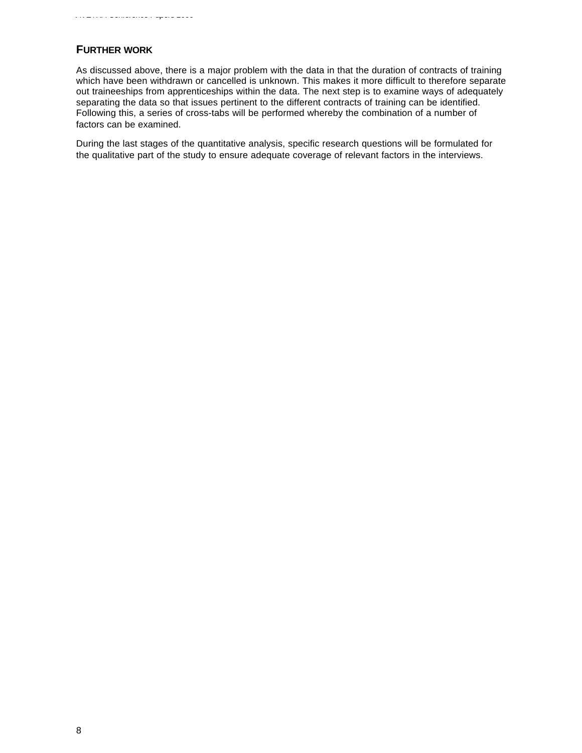## FURTHER WORK

As discussed above, there is a major problem with the data in that the duration of contracts of training which have been withdrawn or cancelled is unknown. This makes it more difficult to therefore separate out traineeships from apprenticeships within the data. The next step is to examine ways of adequately separating the data so that issues pertinent to the different contracts of training can be identified. Following this, a series of cross-tabs will be performed whereby the combination of a number of factors can be examined.

During the last stages of the quantitative analysis, specific research questions will be formulated for the qualitative part of the study to ensure adequate coverage of relevant factors in the interviews.